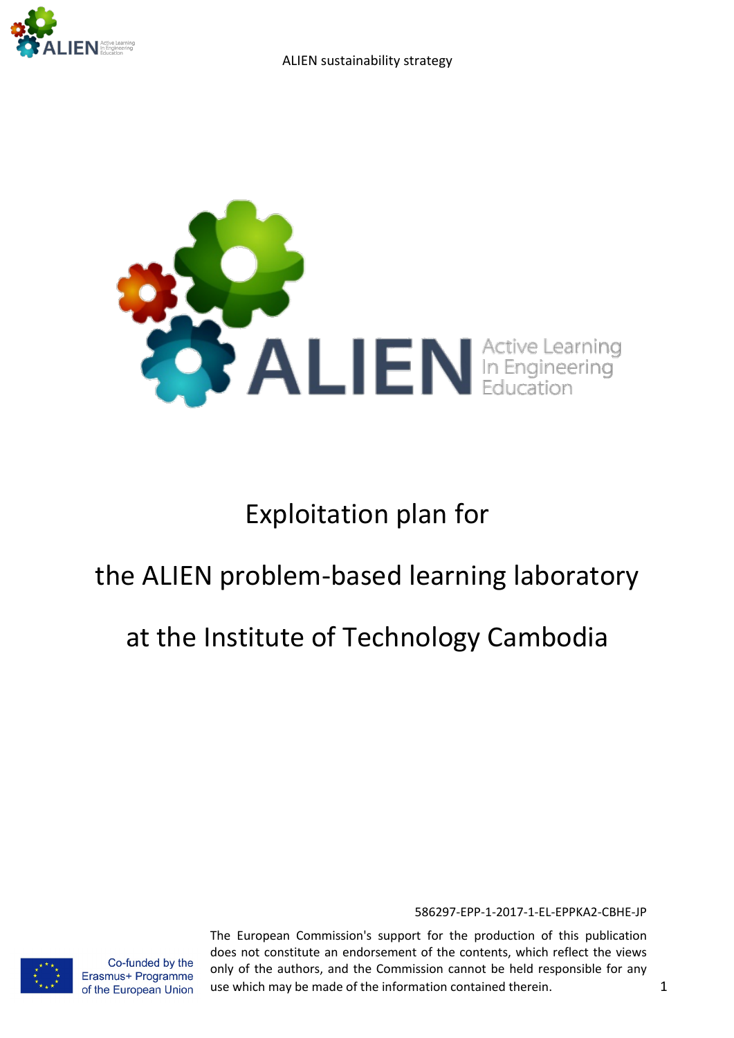# Exploitation plan for

# the ALIEN problem-based learning laboratory

# at the Institute of Technology Cambodia

586297-EPP-1-2017-1-EL-EPPKA2-CBHE-JP

Co-funded by the Erasmus+ Programme of the European Union

The European Commission's support for the production of this publication does not constitute an endorsement of the contents, which reflect the views only of the authors, and the Commission cannot be held responsible for any use which may be made of the information contained therein.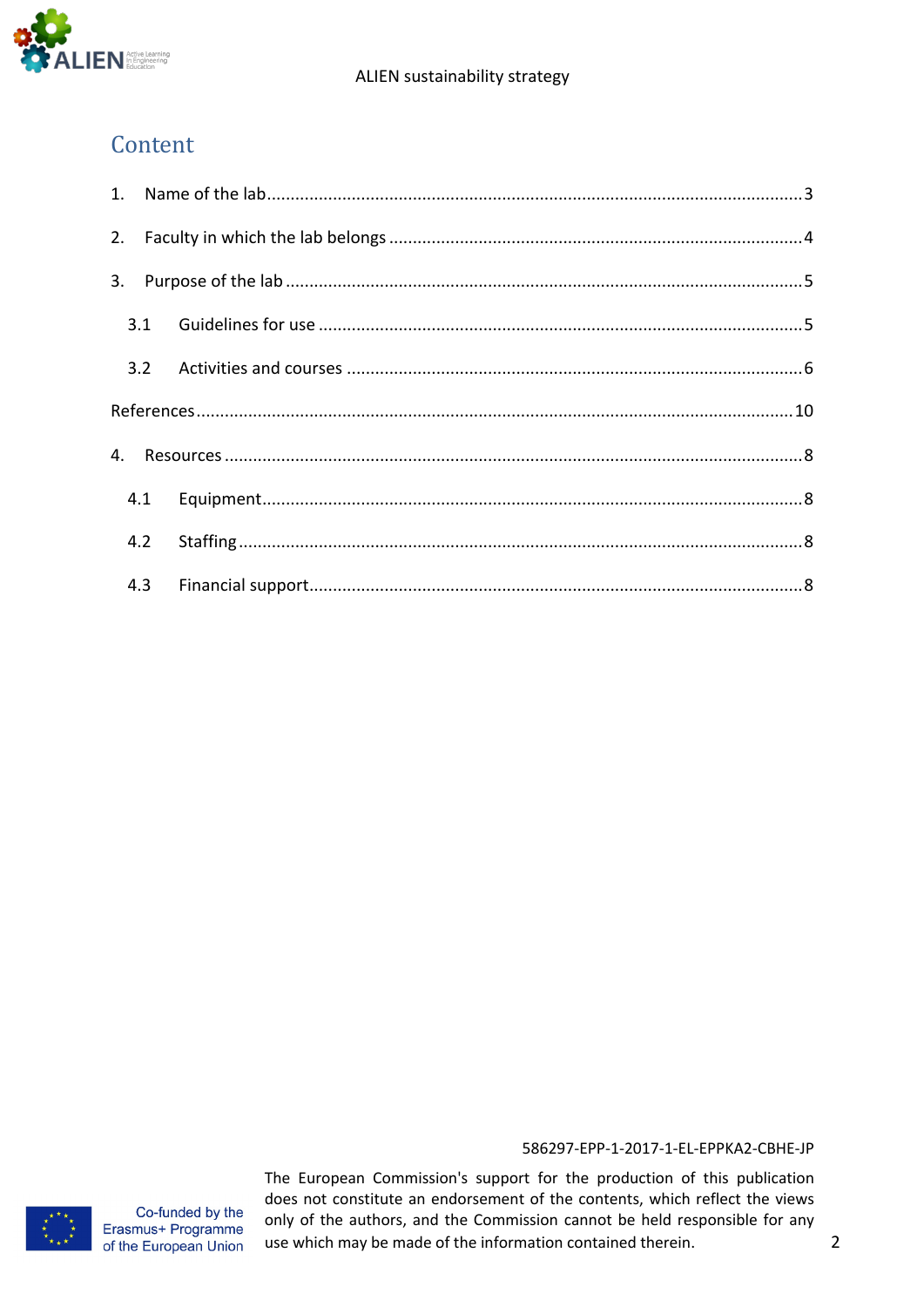# Content

1. Name of the lab ........................................................................................................................ 3
2. Faculty in which the lab belongs ........................................................................................... 4
3. Purpose of the lab .................................................................................................................. 5
    - 3.1 Guidelines for use ......................................................................................................... 5
    - 3.2 Activities and courses ................................................................................................... 6

References ................................................................................................................................ 10

4. Resources ................................................................................................................................ 8
    - 4.1 Equipment ..................................................................................................................... 8
    - 4.2 Staffing .......................................................................................................................... 8
    - 4.3 Financial support ........................................................................................................... 8

586297-EPP-1-2017-1-EL-EPPKA2-CBHE-JP

Co-funded by the Erasmus+ Programme of the European Union

The European Commission's support for the production of this publication does not constitute an endorsement of the contents, which reflect the views only of the authors, and the Commission cannot be held responsible for any use which may be made of the information contained therein.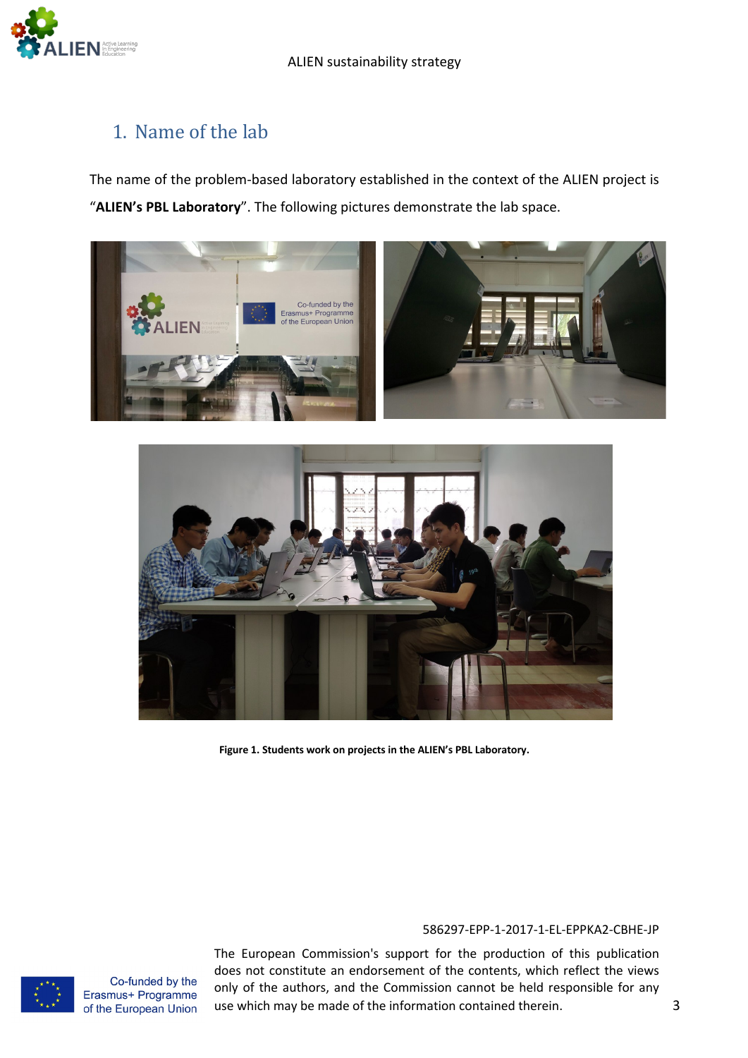## 1. Name of the lab

The name of the problem-based laboratory established in the context of the ALIEN project is "**ALIEN's PBL Laboratory**". The following pictures demonstrate the lab space.

**Figure 1. Students work on projects in the ALIEN's PBL Laboratory.**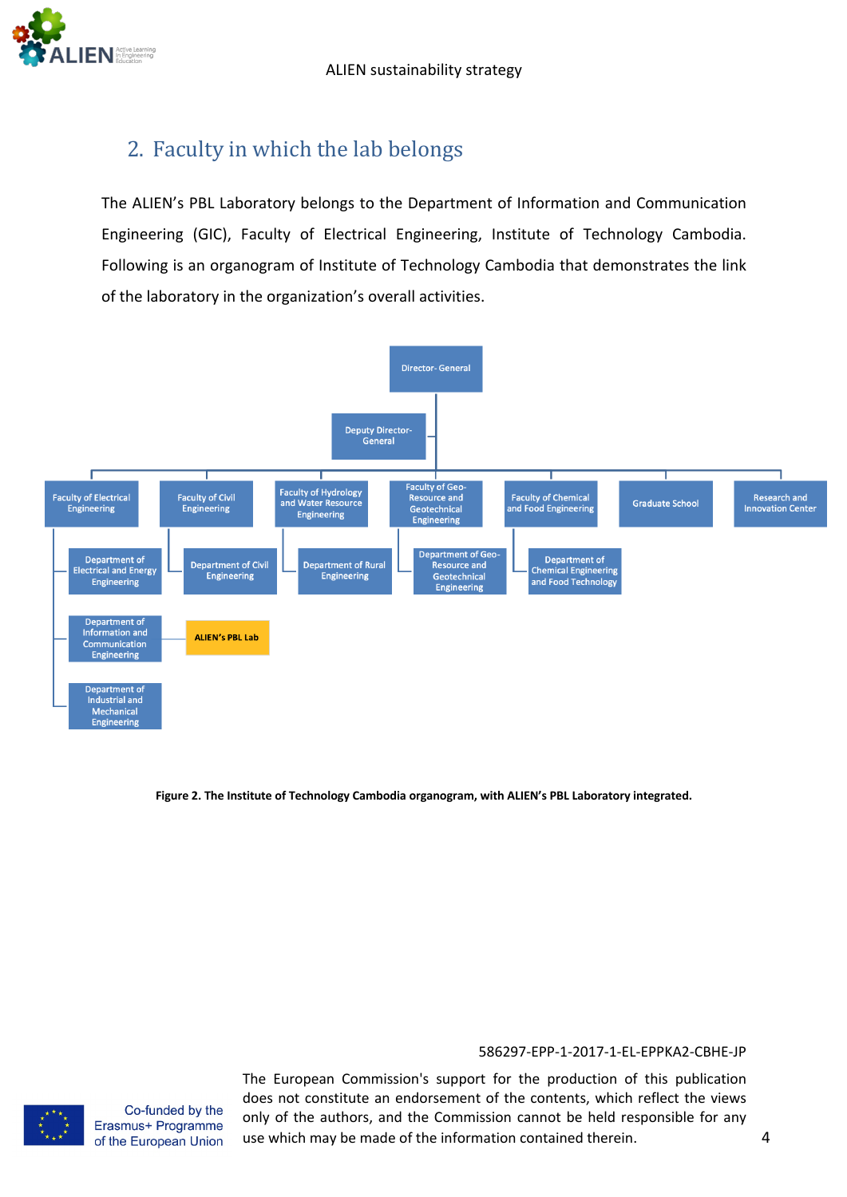## 2. Faculty in which the lab belongs

The ALIEN's PBL Laboratory belongs to the Department of Information and Communication Engineering (GIC), Faculty of Electrical Engineering, Institute of Technology Cambodia. Following is an organogram of Institute of Technology Cambodia that demonstrates the link of the laboratory in the organization's overall activities.

- Director- General
  - Deputy Director-General
  - Faculty of Electrical Engineering
    - Department of Electrical and Energy Engineering
    - Department of Information and Communication Engineering
      - ALIEN's PBL Lab
    - Department of Industrial and Mechanical Engineering
  - Faculty of Civil Engineering
    - Department of Civil Engineering
  - Faculty of Hydrology and Water Resource Engineering
    - Department of Rural Engineering
  - Faculty of Geo-Resource and Geotechnical Engineering
    - Department of Geo-Resource and Geotechnical Engineering
  - Faculty of Chemical and Food Engineering
    - Department of Chemical Engineering and Food Technology
  - Graduate School
  - Research and Innovation Center

**Figure 2. The Institute of Technology Cambodia organogram, with ALIEN's PBL Laboratory integrated.**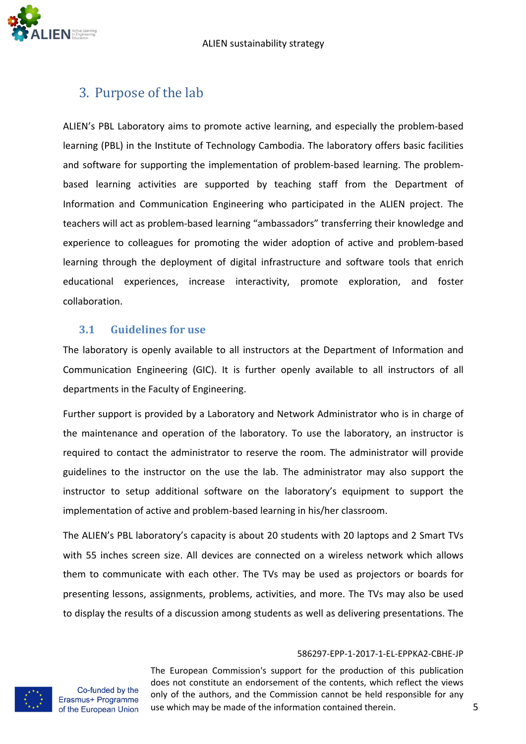# 3. Purpose of the lab

ALIEN's PBL Laboratory aims to promote active learning, and especially the problem-based learning (PBL) in the Institute of Technology Cambodia. The laboratory offers basic facilities and software for supporting the implementation of problem-based learning. The problem-based learning activities are supported by teaching staff from the Department of Information and Communication Engineering who participated in the ALIEN project. The teachers will act as problem-based learning "ambassadors" transferring their knowledge and experience to colleagues for promoting the wider adoption of active and problem-based learning through the deployment of digital infrastructure and software tools that enrich educational experiences, increase interactivity, promote exploration, and foster collaboration.

## 3.1 Guidelines for use

The laboratory is openly available to all instructors at the Department of Information and Communication Engineering (GIC). It is further openly available to all instructors of all departments in the Faculty of Engineering.

Further support is provided by a Laboratory and Network Administrator who is in charge of the maintenance and operation of the laboratory. To use the laboratory, an instructor is required to contact the administrator to reserve the room. The administrator will provide guidelines to the instructor on the use the lab. The administrator may also support the instructor to setup additional software on the laboratory's equipment to support the implementation of active and problem-based learning in his/her classroom.

The ALIEN's PBL laboratory's capacity is about 20 students with 20 laptops and 2 Smart TVs with 55 inches screen size. All devices are connected on a wireless network which allows them to communicate with each other. The TVs may be used as projectors or boards for presenting lessons, assignments, problems, activities, and more. The TVs may also be used to display the results of a discussion among students as well as delivering presentations. The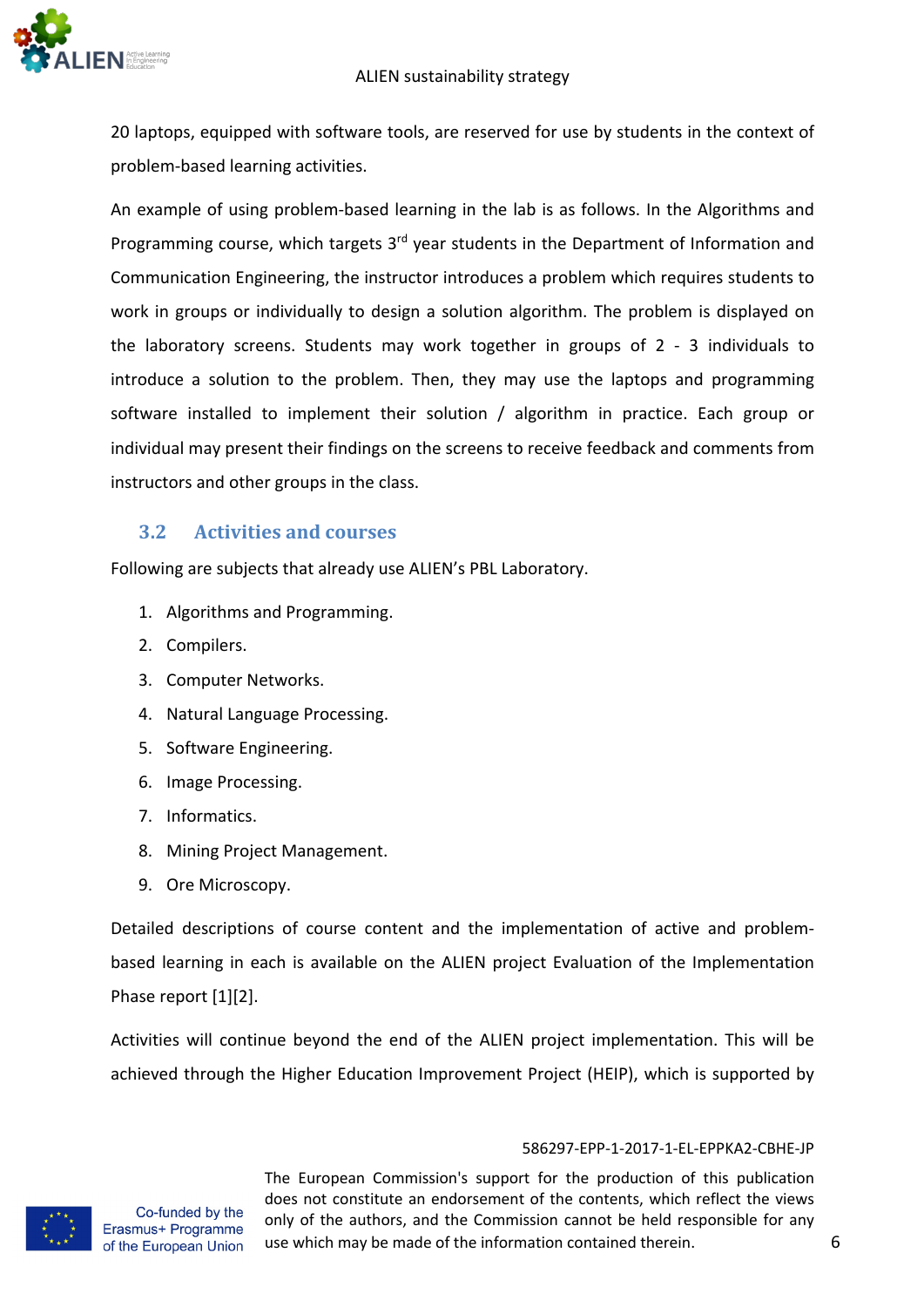20 laptops, equipped with software tools, are reserved for use by students in the context of problem-based learning activities.

An example of using problem-based learning in the lab is as follows. In the Algorithms and Programming course, which targets 3rd year students in the Department of Information and Communication Engineering, the instructor introduces a problem which requires students to work in groups or individually to design a solution algorithm. The problem is displayed on the laboratory screens. Students may work together in groups of 2 - 3 individuals to introduce a solution to the problem. Then, they may use the laptops and programming software installed to implement their solution / algorithm in practice. Each group or individual may present their findings on the screens to receive feedback and comments from instructors and other groups in the class.

## 3.2 Activities and courses

Following are subjects that already use ALIEN's PBL Laboratory.

1. Algorithms and Programming.
2. Compilers.
3. Computer Networks.
4. Natural Language Processing.
5. Software Engineering.
6. Image Processing.
7. Informatics.
8. Mining Project Management.
9. Ore Microscopy.

Detailed descriptions of course content and the implementation of active and problem-based learning in each is available on the ALIEN project Evaluation of the Implementation Phase report [1][2].

Activities will continue beyond the end of the ALIEN project implementation. This will be achieved through the Higher Education Improvement Project (HEIP), which is supported by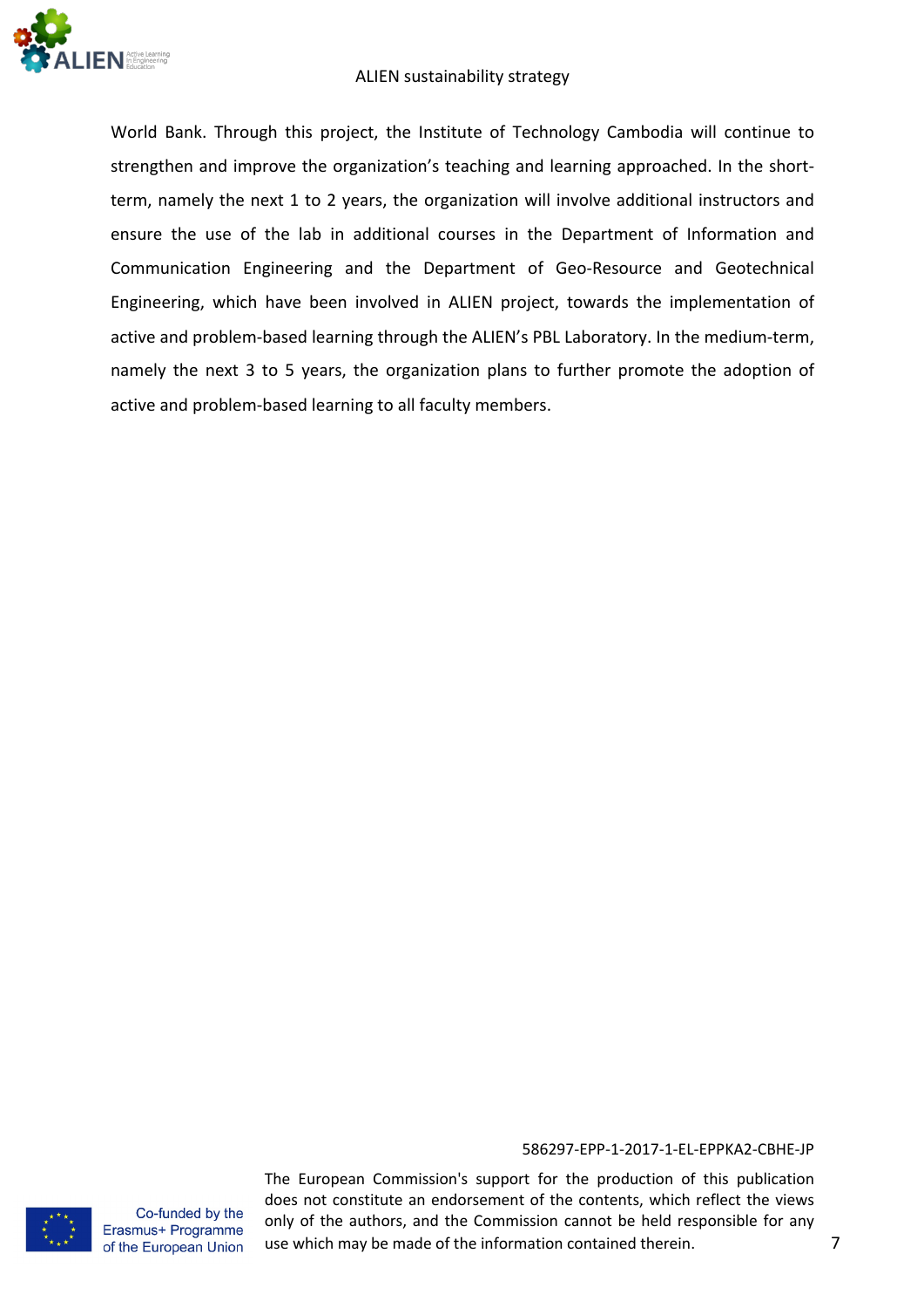World Bank. Through this project, the Institute of Technology Cambodia will continue to strengthen and improve the organization's teaching and learning approached. In the short-term, namely the next 1 to 2 years, the organization will involve additional instructors and ensure the use of the lab in additional courses in the Department of Information and Communication Engineering and the Department of Geo-Resource and Geotechnical Engineering, which have been involved in ALIEN project, towards the implementation of active and problem-based learning through the ALIEN's PBL Laboratory. In the medium-term, namely the next 3 to 5 years, the organization plans to further promote the adoption of active and problem-based learning to all faculty members.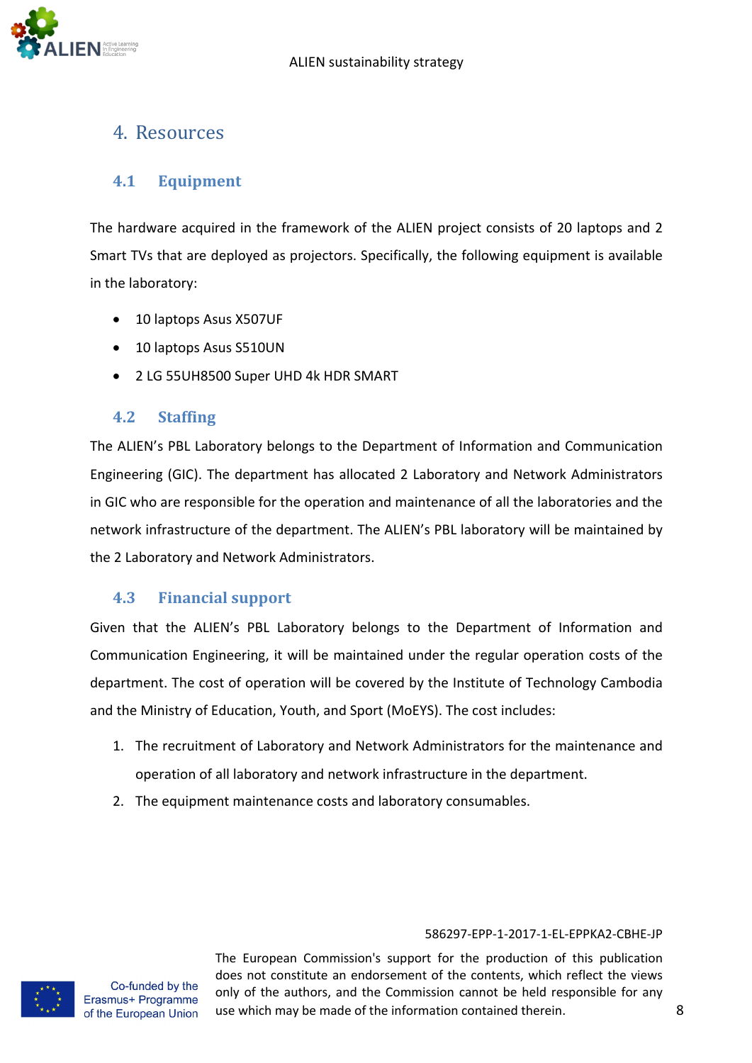# 4. Resources

## 4.1 Equipment

The hardware acquired in the framework of the ALIEN project consists of 20 laptops and 2 Smart TVs that are deployed as projectors. Specifically, the following equipment is available in the laboratory:

- 10 laptops Asus X507UF
- 10 laptops Asus S510UN
- 2 LG 55UH8500 Super UHD 4k HDR SMART

## 4.2 Staffing

The ALIEN's PBL Laboratory belongs to the Department of Information and Communication Engineering (GIC). The department has allocated 2 Laboratory and Network Administrators in GIC who are responsible for the operation and maintenance of all the laboratories and the network infrastructure of the department. The ALIEN's PBL laboratory will be maintained by the 2 Laboratory and Network Administrators.

## 4.3 Financial support

Given that the ALIEN's PBL Laboratory belongs to the Department of Information and Communication Engineering, it will be maintained under the regular operation costs of the department. The cost of operation will be covered by the Institute of Technology Cambodia and the Ministry of Education, Youth, and Sport (MoEYS). The cost includes:

1. The recruitment of Laboratory and Network Administrators for the maintenance and operation of all laboratory and network infrastructure in the department.
2. The equipment maintenance costs and laboratory consumables.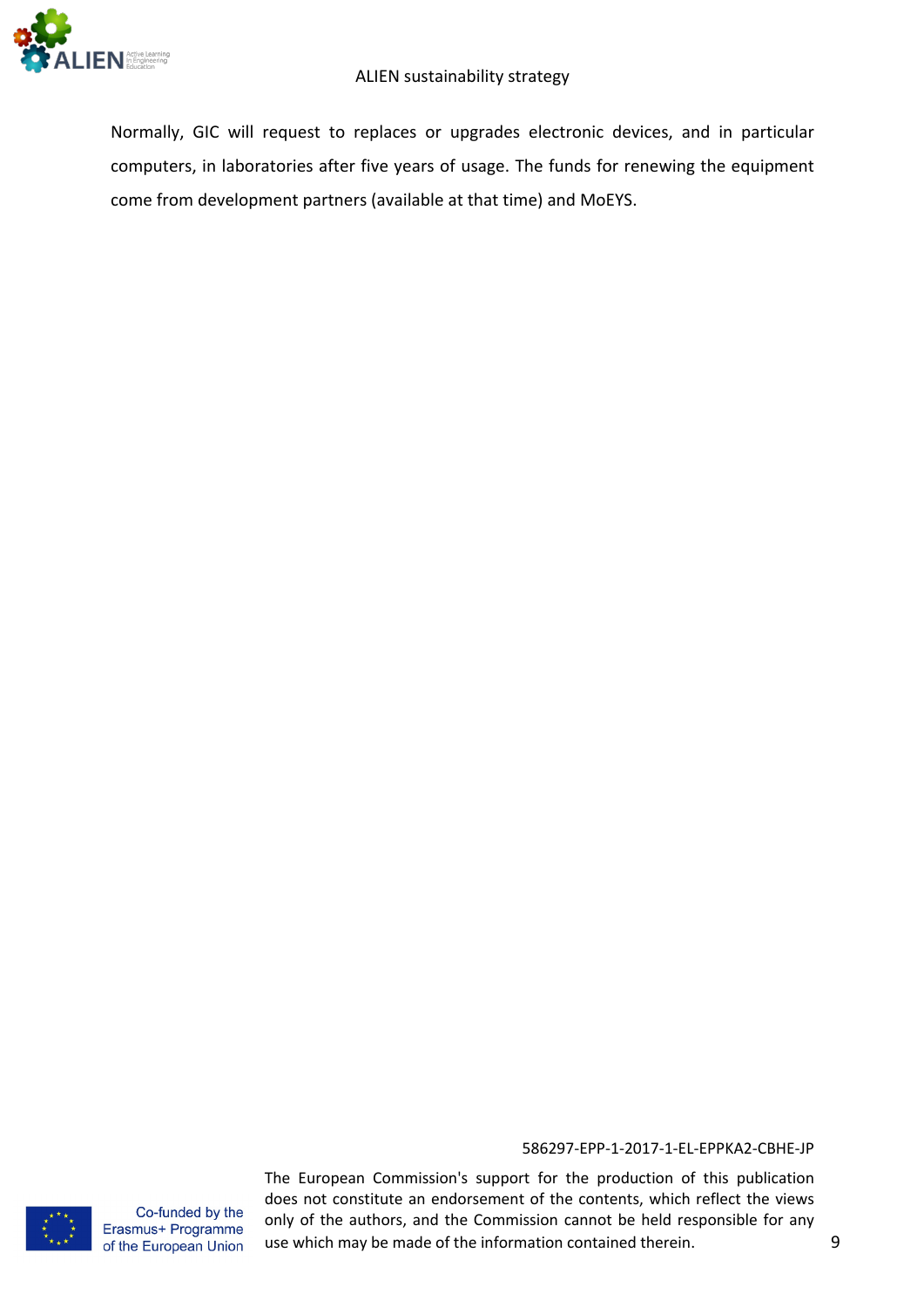Normally, GIC will request to replaces or upgrades electronic devices, and in particular computers, in laboratories after five years of usage. The funds for renewing the equipment come from development partners (available at that time) and MoEYS.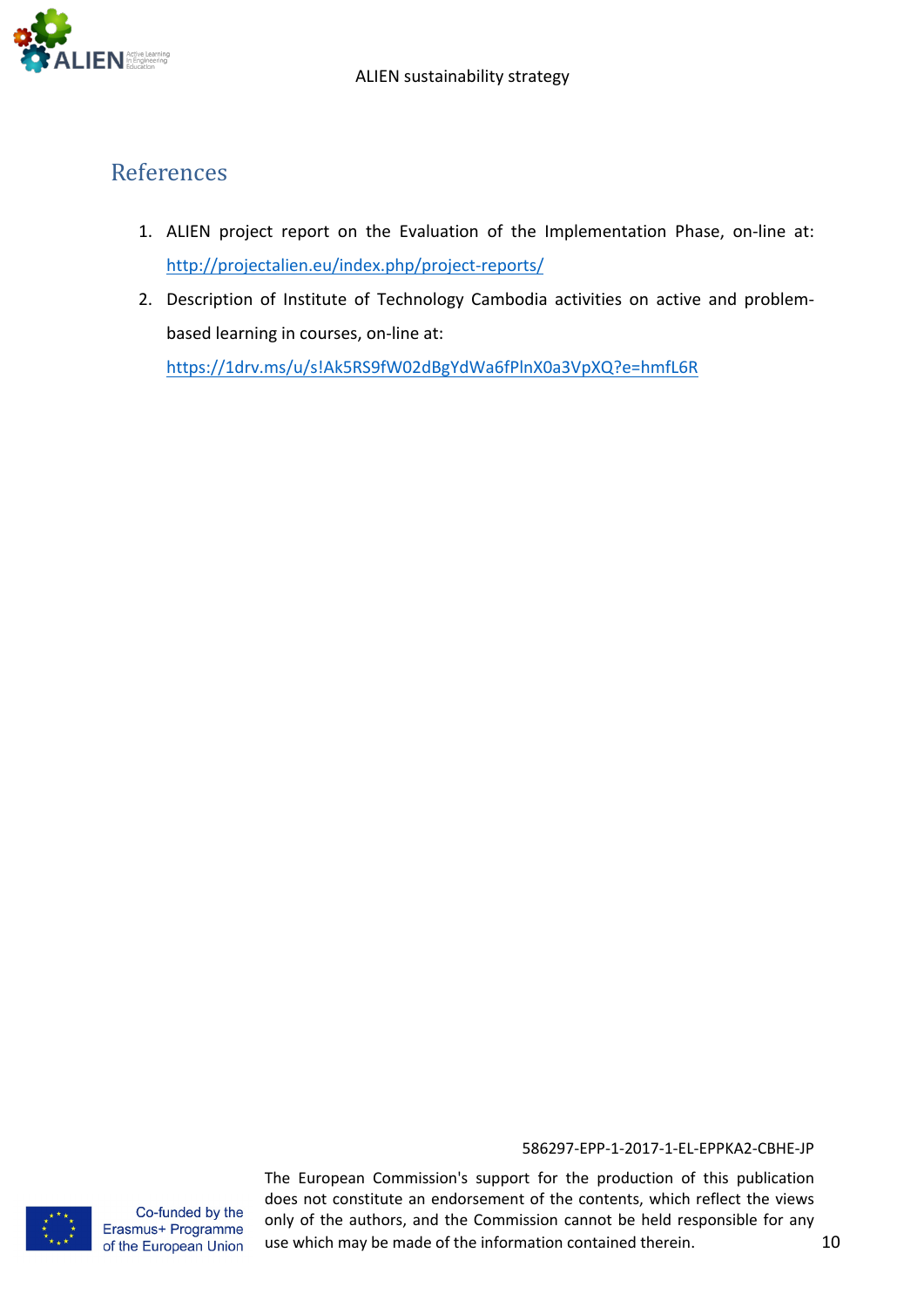## References

1. ALIEN project report on the Evaluation of the Implementation Phase, on-line at: http://projectalien.eu/index.php/project-reports/
2. Description of Institute of Technology Cambodia activities on active and problem-based learning in courses, on-line at: https://1drv.ms/u/s!Ak5RS9fW02dBgYdWa6fPlnX0a3VpXQ?e=hmfL6R